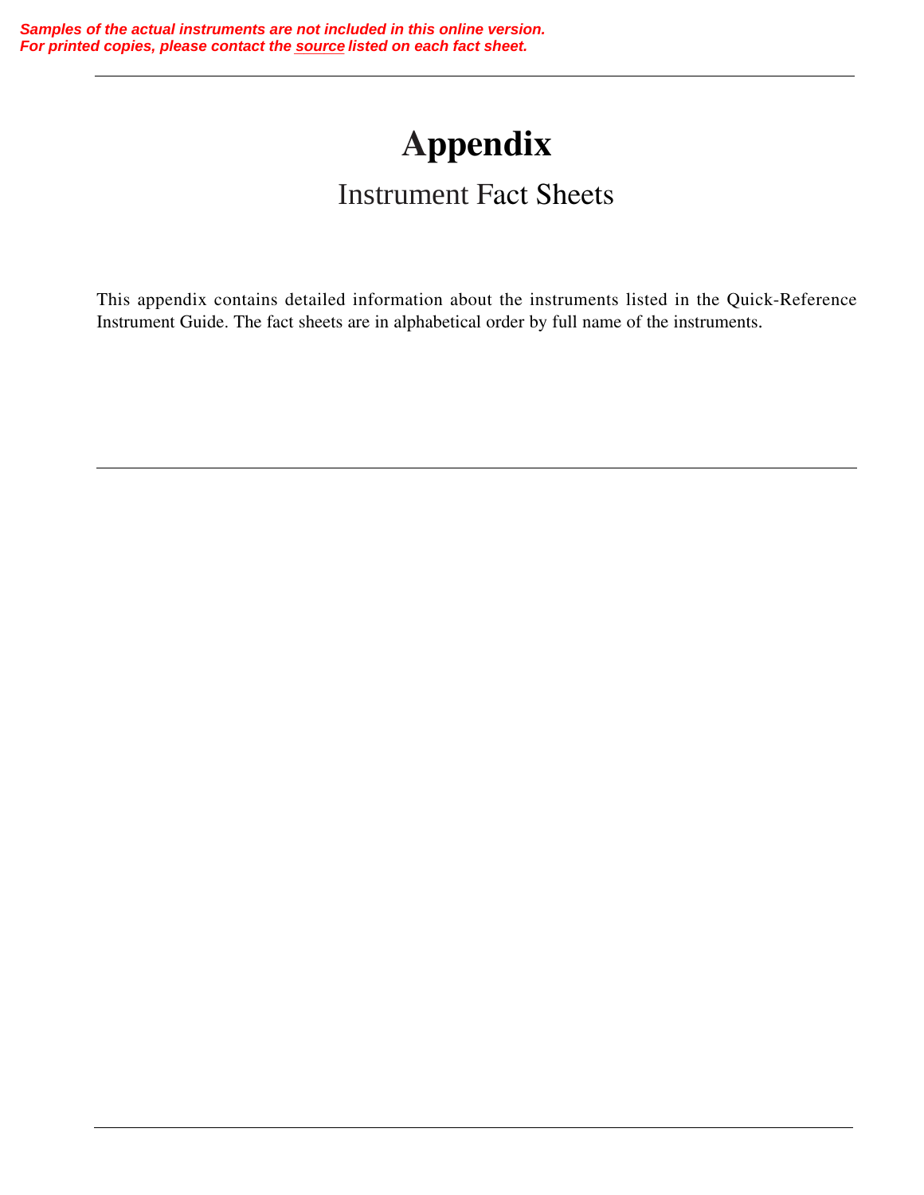***Samples of the actual instruments are not included in this online version.***
***For printed copies, please contact the source listed on each fact sheet.***

# Appendix

## Instrument Fact Sheets

This appendix contains detailed information about the instruments listed in the Quick-Reference Instrument Guide. The fact sheets are in alphabetical order by full name of the instruments.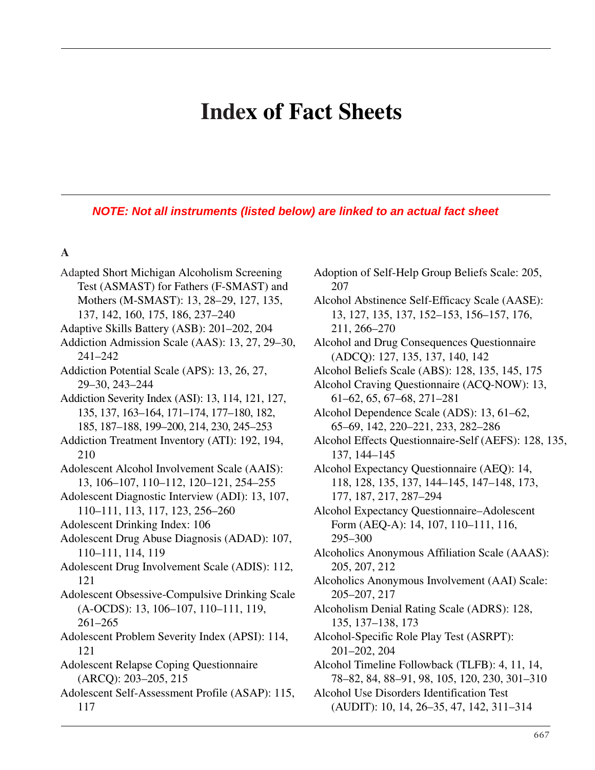# Index of Fact Sheets

***NOTE: Not all instruments (listed below) are linked to an actual fact sheet***

## A

Adapted Short Michigan Alcoholism Screening Test (ASMAST) for Fathers (F-SMAST) and Mothers (M-SMAST): 13, 28–29, 127, 135, 137, 142, 160, 175, 186, 237–240

Adaptive Skills Battery (ASB): 201–202, 204

Addiction Admission Scale (AAS): 13, 27, 29–30, 241–242

Addiction Potential Scale (APS): 13, 26, 27, 29–30, 243–244

Addiction Severity Index (ASI): 13, 114, 121, 127, 135, 137, 163–164, 171–174, 177–180, 182, 185, 187–188, 199–200, 214, 230, 245–253

Addiction Treatment Inventory (ATI): 192, 194, 210

Adolescent Alcohol Involvement Scale (AAIS): 13, 106–107, 110–112, 120–121, 254–255

Adolescent Diagnostic Interview (ADI): 13, 107, 110–111, 113, 117, 123, 256–260

Adolescent Drinking Index: 106

Adolescent Drug Abuse Diagnosis (ADAD): 107, 110–111, 114, 119

Adolescent Drug Involvement Scale (ADIS): 112, 121

Adolescent Obsessive-Compulsive Drinking Scale (A-OCDS): 13, 106–107, 110–111, 119, 261–265

Adolescent Problem Severity Index (APSI): 114, 121

Adolescent Relapse Coping Questionnaire (ARCQ): 203–205, 215

Adolescent Self-Assessment Profile (ASAP): 115, 117

Adoption of Self-Help Group Beliefs Scale: 205, 207

Alcohol Abstinence Self-Efficacy Scale (AASE): 13, 127, 135, 137, 152–153, 156–157, 176, 211, 266–270

Alcohol and Drug Consequences Questionnaire (ADCQ): 127, 135, 137, 140, 142

Alcohol Beliefs Scale (ABS): 128, 135, 145, 175

Alcohol Craving Questionnaire (ACQ-NOW): 13, 61–62, 65, 67–68, 271–281

Alcohol Dependence Scale (ADS): 13, 61–62, 65–69, 142, 220–221, 233, 282–286

Alcohol Effects Questionnaire-Self (AEFS): 128, 135, 137, 144–145

Alcohol Expectancy Questionnaire (AEQ): 14, 118, 128, 135, 137, 144–145, 147–148, 173, 177, 187, 217, 287–294

Alcohol Expectancy Questionnaire–Adolescent Form (AEQ-A): 14, 107, 110–111, 116, 295–300

Alcoholics Anonymous Affiliation Scale (AAAS): 205, 207, 212

Alcoholics Anonymous Involvement (AAI) Scale: 205–207, 217

Alcoholism Denial Rating Scale (ADRS): 128, 135, 137–138, 173

Alcohol-Specific Role Play Test (ASRPT): 201–202, 204

Alcohol Timeline Followback (TLFB): 4, 11, 14, 78–82, 84, 88–91, 98, 105, 120, 230, 301–310

Alcohol Use Disorders Identification Test (AUDIT): 10, 14, 26–35, 47, 142, 311–314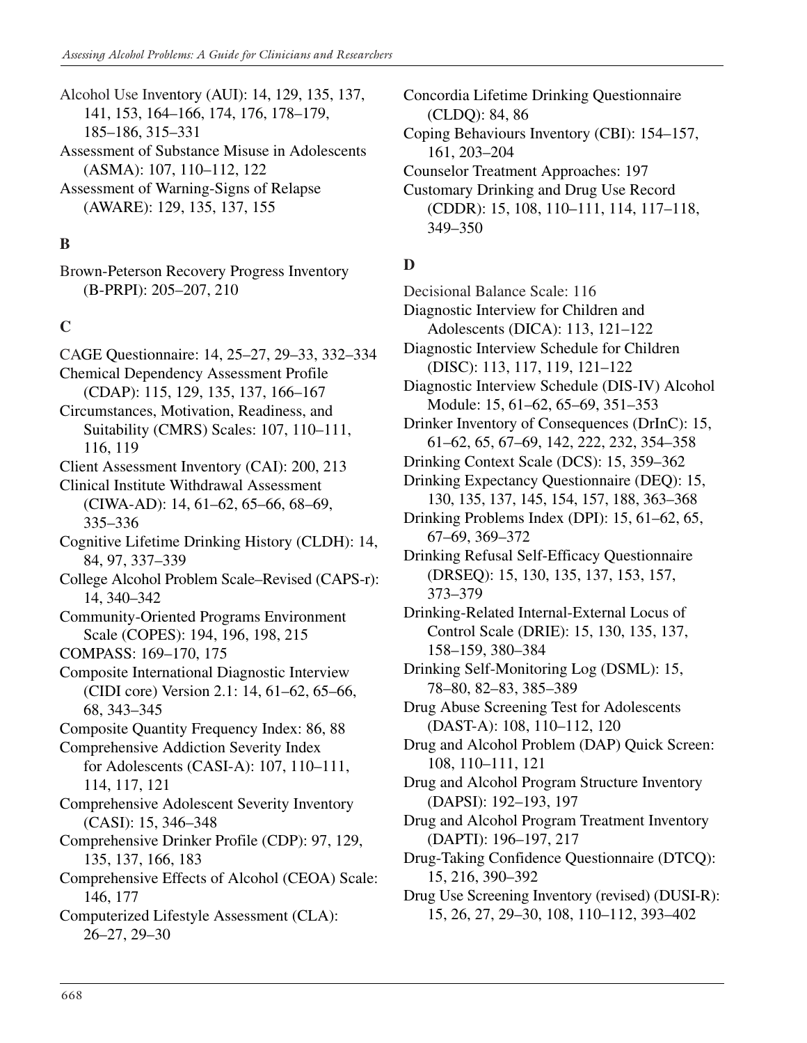Alcohol Use Inventory (AUI): 14, 129, 135, 137, 141, 153, 164–166, 174, 176, 178–179, 185–186, 315–331

Assessment of Substance Misuse in Adolescents (ASMA): 107, 110–112, 122

Assessment of Warning-Signs of Relapse (AWARE): 129, 135, 137, 155

## B

Brown-Peterson Recovery Progress Inventory (B-PRPI): 205–207, 210

## C

CAGE Questionnaire: 14, 25–27, 29–33, 332–334

Chemical Dependency Assessment Profile (CDAP): 115, 129, 135, 137, 166–167

Circumstances, Motivation, Readiness, and Suitability (CMRS) Scales: 107, 110–111, 116, 119

Client Assessment Inventory (CAI): 200, 213

Clinical Institute Withdrawal Assessment (CIWA-AD): 14, 61–62, 65–66, 68–69, 335–336

Cognitive Lifetime Drinking History (CLDH): 14, 84, 97, 337–339

College Alcohol Problem Scale–Revised (CAPS-r): 14, 340–342

Community-Oriented Programs Environment Scale (COPES): 194, 196, 198, 215

COMPASS: 169–170, 175

Composite International Diagnostic Interview (CIDI core) Version 2.1: 14, 61–62, 65–66, 68, 343–345

Composite Quantity Frequency Index: 86, 88

Comprehensive Addiction Severity Index for Adolescents (CASI-A): 107, 110–111, 114, 117, 121

Comprehensive Adolescent Severity Inventory (CASI): 15, 346–348

Comprehensive Drinker Profile (CDP): 97, 129, 135, 137, 166, 183

Comprehensive Effects of Alcohol (CEOA) Scale: 146, 177

Computerized Lifestyle Assessment (CLA): 26–27, 29–30

Concordia Lifetime Drinking Questionnaire (CLDQ): 84, 86

Coping Behaviours Inventory (CBI): 154–157, 161, 203–204

Counselor Treatment Approaches: 197

Customary Drinking and Drug Use Record (CDDR): 15, 108, 110–111, 114, 117–118, 349–350

## D

Decisional Balance Scale: 116

Diagnostic Interview for Children and Adolescents (DICA): 113, 121–122

Diagnostic Interview Schedule for Children (DISC): 113, 117, 119, 121–122

Diagnostic Interview Schedule (DIS-IV) Alcohol Module: 15, 61–62, 65–69, 351–353

Drinker Inventory of Consequences (DrInC): 15, 61–62, 65, 67–69, 142, 222, 232, 354–358

Drinking Context Scale (DCS): 15, 359–362

Drinking Expectancy Questionnaire (DEQ): 15, 130, 135, 137, 145, 154, 157, 188, 363–368

Drinking Problems Index (DPI): 15, 61–62, 65, 67–69, 369–372

Drinking Refusal Self-Efficacy Questionnaire (DRSEQ): 15, 130, 135, 137, 153, 157, 373–379

Drinking-Related Internal-External Locus of Control Scale (DRIE): 15, 130, 135, 137, 158–159, 380–384

Drinking Self-Monitoring Log (DSML): 15, 78–80, 82–83, 385–389

Drug Abuse Screening Test for Adolescents (DAST-A): 108, 110–112, 120

Drug and Alcohol Problem (DAP) Quick Screen: 108, 110–111, 121

Drug and Alcohol Program Structure Inventory (DAPSI): 192–193, 197

Drug and Alcohol Program Treatment Inventory (DAPTI): 196–197, 217

Drug-Taking Confidence Questionnaire (DTCQ): 15, 216, 390–392

Drug Use Screening Inventory (revised) (DUSI-R): 15, 26, 27, 29–30, 108, 110–112, 393–402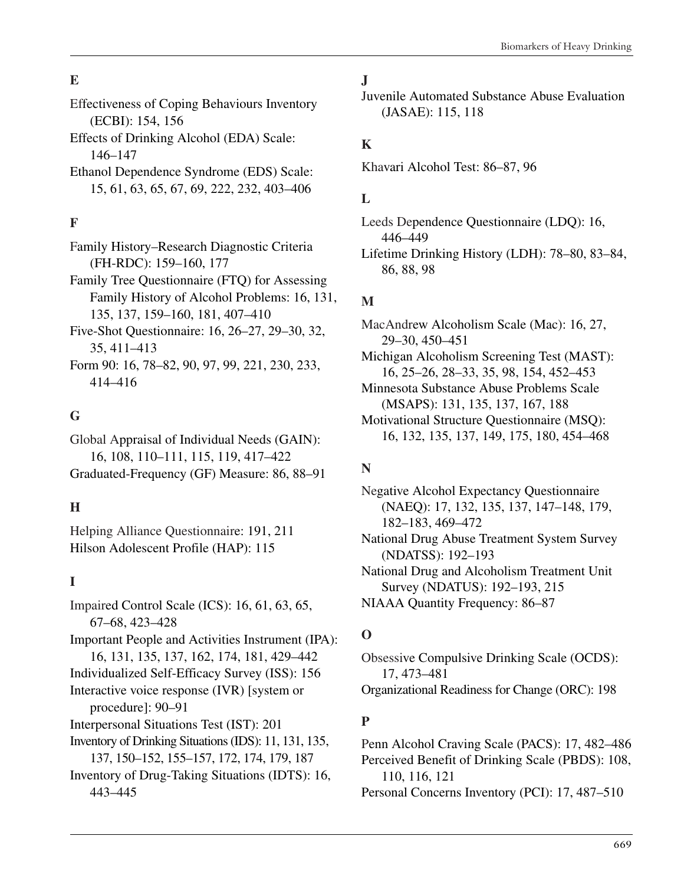## E

Effectiveness of Coping Behaviours Inventory (ECBI): 154, 156

Effects of Drinking Alcohol (EDA) Scale: 146–147

Ethanol Dependence Syndrome (EDS) Scale: 15, 61, 63, 65, 67, 69, 222, 232, 403–406

## F

Family History–Research Diagnostic Criteria (FH-RDC): 159–160, 177

Family Tree Questionnaire (FTQ) for Assessing Family History of Alcohol Problems: 16, 131, 135, 137, 159–160, 181, 407–410

Five-Shot Questionnaire: 16, 26–27, 29–30, 32, 35, 411–413

Form 90: 16, 78–82, 90, 97, 99, 221, 230, 233, 414–416

## G

Global Appraisal of Individual Needs (GAIN): 16, 108, 110–111, 115, 119, 417–422

Graduated-Frequency (GF) Measure: 86, 88–91

## H

Helping Alliance Questionnaire: 191, 211

Hilson Adolescent Profile (HAP): 115

## I

Impaired Control Scale (ICS): 16, 61, 63, 65, 67–68, 423–428

Important People and Activities Instrument (IPA): 16, 131, 135, 137, 162, 174, 181, 429–442

Individualized Self-Efficacy Survey (ISS): 156

Interactive voice response (IVR) [system or procedure]: 90–91

Interpersonal Situations Test (IST): 201

Inventory of Drinking Situations (IDS): 11, 131, 135, 137, 150–152, 155–157, 172, 174, 179, 187

Inventory of Drug-Taking Situations (IDTS): 16, 443–445

## J

Juvenile Automated Substance Abuse Evaluation (JASAE): 115, 118

## K

Khavari Alcohol Test: 86–87, 96

## L

Leeds Dependence Questionnaire (LDQ): 16, 446–449

Lifetime Drinking History (LDH): 78–80, 83–84, 86, 88, 98

## M

MacAndrew Alcoholism Scale (Mac): 16, 27, 29–30, 450–451

Michigan Alcoholism Screening Test (MAST): 16, 25–26, 28–33, 35, 98, 154, 452–453

Minnesota Substance Abuse Problems Scale (MSAPS): 131, 135, 137, 167, 188

Motivational Structure Questionnaire (MSQ): 16, 132, 135, 137, 149, 175, 180, 454–468

## N

Negative Alcohol Expectancy Questionnaire (NAEQ): 17, 132, 135, 137, 147–148, 179, 182–183, 469–472

National Drug Abuse Treatment System Survey (NDATSS): 192–193

National Drug and Alcoholism Treatment Unit Survey (NDATUS): 192–193, 215

NIAAA Quantity Frequency: 86–87

## O

Obsessive Compulsive Drinking Scale (OCDS): 17, 473–481

Organizational Readiness for Change (ORC): 198

## P

Penn Alcohol Craving Scale (PACS): 17, 482–486

Perceived Benefit of Drinking Scale (PBDS): 108, 110, 116, 121

Personal Concerns Inventory (PCI): 17, 487–510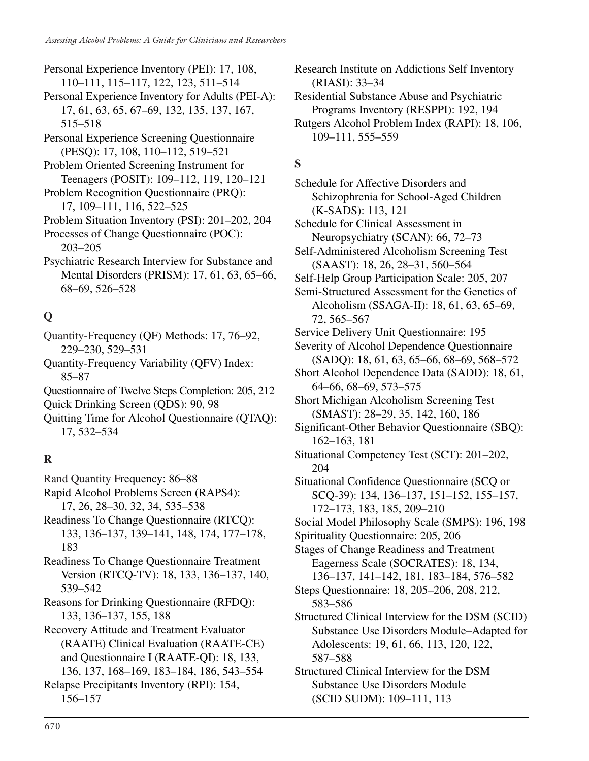Personal Experience Inventory (PEI): 17, 108, 110–111, 115–117, 122, 123, 511–514

Personal Experience Inventory for Adults (PEI-A): 17, 61, 63, 65, 67–69, 132, 135, 137, 167, 515–518

Personal Experience Screening Questionnaire (PESQ): 17, 108, 110–112, 519–521

Problem Oriented Screening Instrument for Teenagers (POSIT): 109–112, 119, 120–121

Problem Recognition Questionnaire (PRQ): 17, 109–111, 116, 522–525

Problem Situation Inventory (PSI): 201–202, 204

Processes of Change Questionnaire (POC): 203–205

Psychiatric Research Interview for Substance and Mental Disorders (PRISM): 17, 61, 63, 65–66, 68–69, 526–528

## Q

Quantity-Frequency (QF) Methods: 17, 76–92, 229–230, 529–531

Quantity-Frequency Variability (QFV) Index: 85–87

Questionnaire of Twelve Steps Completion: 205, 212

Quick Drinking Screen (QDS): 90, 98

Quitting Time for Alcohol Questionnaire (QTAQ): 17, 532–534

## R

Rand Quantity Frequency: 86–88

Rapid Alcohol Problems Screen (RAPS4): 17, 26, 28–30, 32, 34, 535–538

Readiness To Change Questionnaire (RTCQ): 133, 136–137, 139–141, 148, 174, 177–178, 183

Readiness To Change Questionnaire Treatment Version (RTCQ-TV): 18, 133, 136–137, 140, 539–542

Reasons for Drinking Questionnaire (RFDQ): 133, 136–137, 155, 188

Recovery Attitude and Treatment Evaluator (RAATE) Clinical Evaluation (RAATE-CE) and Questionnaire I (RAATE-QI): 18, 133, 136, 137, 168–169, 183–184, 186, 543–554

Relapse Precipitants Inventory (RPI): 154, 156–157

Research Institute on Addictions Self Inventory (RIASI): 33–34

Residential Substance Abuse and Psychiatric Programs Inventory (RESPPI): 192, 194

Rutgers Alcohol Problem Index (RAPI): 18, 106, 109–111, 555–559

## S

Schedule for Affective Disorders and Schizophrenia for School-Aged Children (K-SADS): 113, 121

Schedule for Clinical Assessment in Neuropsychiatry (SCAN): 66, 72–73

Self-Administered Alcoholism Screening Test (SAAST): 18, 26, 28–31, 560–564

Self-Help Group Participation Scale: 205, 207

Semi-Structured Assessment for the Genetics of Alcoholism (SSAGA-II): 18, 61, 63, 65–69, 72, 565–567

Service Delivery Unit Questionnaire: 195

Severity of Alcohol Dependence Questionnaire (SADQ): 18, 61, 63, 65–66, 68–69, 568–572

Short Alcohol Dependence Data (SADD): 18, 61, 64–66, 68–69, 573–575

Short Michigan Alcoholism Screening Test (SMAST): 28–29, 35, 142, 160, 186

Significant-Other Behavior Questionnaire (SBQ): 162–163, 181

Situational Competency Test (SCT): 201–202, 204

Situational Confidence Questionnaire (SCQ or SCQ-39): 134, 136–137, 151–152, 155–157, 172–173, 183, 185, 209–210

Social Model Philosophy Scale (SMPS): 196, 198

Spirituality Questionnaire: 205, 206

Stages of Change Readiness and Treatment Eagerness Scale (SOCRATES): 18, 134, 136–137, 141–142, 181, 183–184, 576–582

Steps Questionnaire: 18, 205–206, 208, 212, 583–586

Structured Clinical Interview for the DSM (SCID) Substance Use Disorders Module–Adapted for Adolescents: 19, 61, 66, 113, 120, 122, 587–588

Structured Clinical Interview for the DSM Substance Use Disorders Module (SCID SUDM): 109–111, 113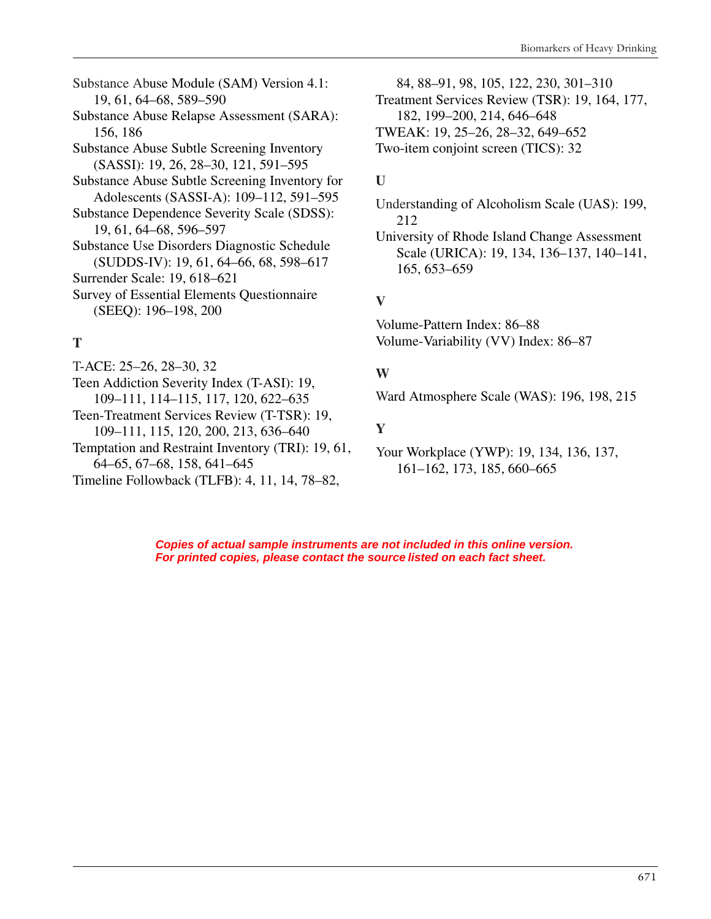Substance Abuse Module (SAM) Version 4.1: 19, 61, 64–68, 589–590
Substance Abuse Relapse Assessment (SARA): 156, 186
Substance Abuse Subtle Screening Inventory (SASSI): 19, 26, 28–30, 121, 591–595
Substance Abuse Subtle Screening Inventory for Adolescents (SASSI-A): 109–112, 591–595
Substance Dependence Severity Scale (SDSS): 19, 61, 64–68, 596–597
Substance Use Disorders Diagnostic Schedule (SUDDS-IV): 19, 61, 64–66, 68, 598–617
Surrender Scale: 19, 618–621
Survey of Essential Elements Questionnaire (SEEQ): 196–198, 200

## T

T-ACE: 25–26, 28–30, 32
Teen Addiction Severity Index (T-ASI): 19, 109–111, 114–115, 117, 120, 622–635
Teen-Treatment Services Review (T-TSR): 19, 109–111, 115, 120, 200, 213, 636–640
Temptation and Restraint Inventory (TRI): 19, 61, 64–65, 67–68, 158, 641–645
Timeline Followback (TLFB): 4, 11, 14, 78–82, 84, 88–91, 98, 105, 122, 230, 301–310
Treatment Services Review (TSR): 19, 164, 177, 182, 199–200, 214, 646–648
TWEAK: 19, 25–26, 28–32, 649–652
Two-item conjoint screen (TICS): 32

## U

Understanding of Alcoholism Scale (UAS): 199, 212
University of Rhode Island Change Assessment Scale (URICA): 19, 134, 136–137, 140–141, 165, 653–659

## V

Volume-Pattern Index: 86–88
Volume-Variability (VV) Index: 86–87

## W

Ward Atmosphere Scale (WAS): 196, 198, 215

## Y

Your Workplace (YWP): 19, 134, 136, 137, 161–162, 173, 185, 660–665

***Copies of actual sample instruments are not included in this online version.***
***For printed copies, please contact the source listed on each fact sheet.***